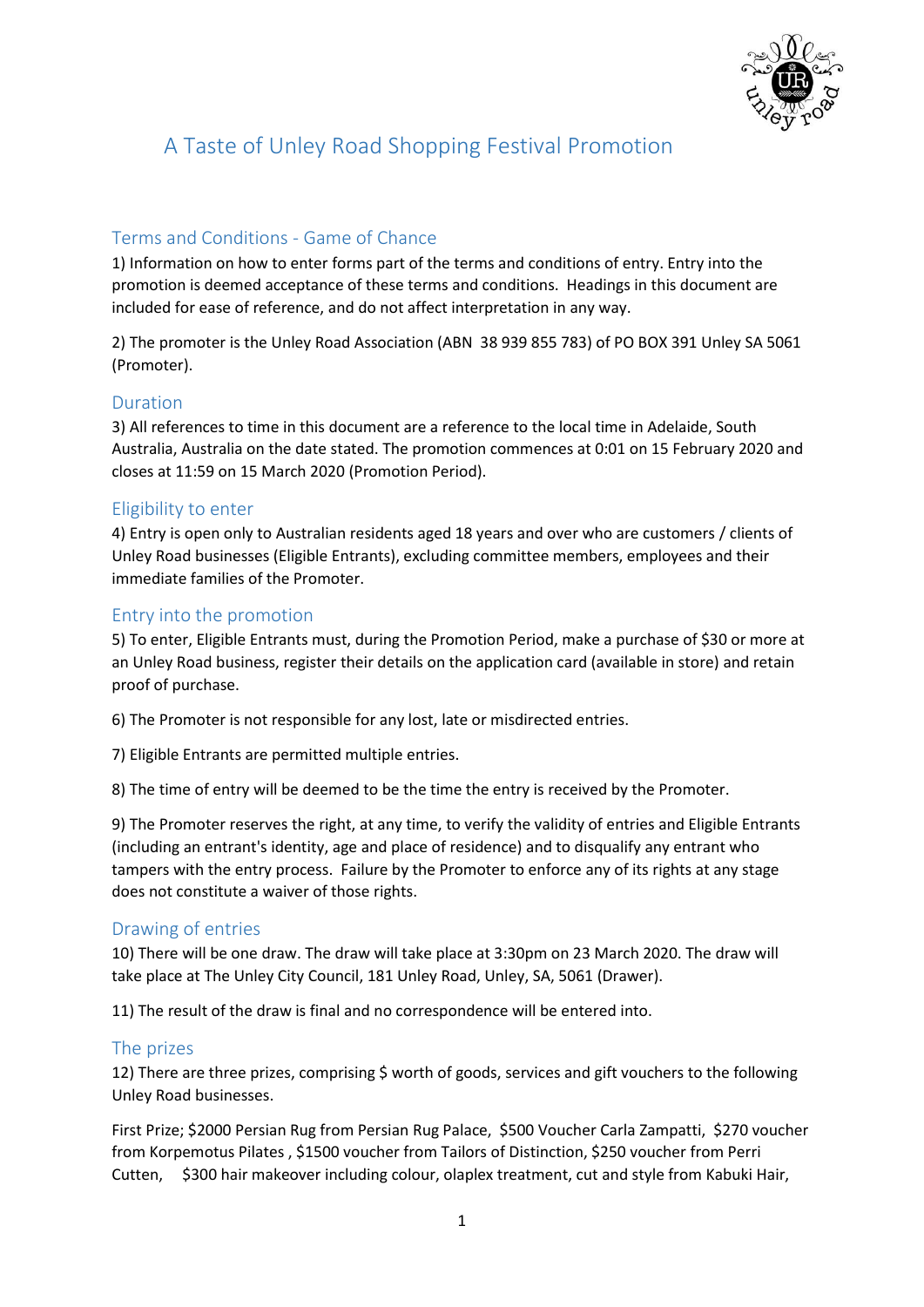# A Taste of Unley Road Shopping Festival Promotion

## Terms and Conditions - Game of Chance

1) Information on how to enter forms part of the terms and conditions of entry. Entry into the promotion is deemed acceptance of these terms and conditions. Headings in this document are included for ease of reference, and do not affect interpretation in any way.

2) The promoter is the Unley Road Association (ABN 38 939 855 783) of PO BOX 391 Unley SA 5061 (Promoter).

## Duration

3) All references to time in this document are a reference to the local time in Adelaide, South Australia, Australia on the date stated. The promotion commences at 0:01 on 15 February 2020 and closes at 11:59 on 15 March 2020 (Promotion Period).

## Eligibility to enter

4) Entry is open only to Australian residents aged 18 years and over who are customers / clients of Unley Road businesses (Eligible Entrants), excluding committee members, employees and their immediate families of the Promoter.

## Entry into the promotion

5) To enter, Eligible Entrants must, during the Promotion Period, make a purchase of $30 or more at an Unley Road business, register their details on the application card (available in store) and retain proof of purchase.

6) The Promoter is not responsible for any lost, late or misdirected entries.

7) Eligible Entrants are permitted multiple entries.

8) The time of entry will be deemed to be the time the entry is received by the Promoter.

9) The Promoter reserves the right, at any time, to verify the validity of entries and Eligible Entrants (including an entrant's identity, age and place of residence) and to disqualify any entrant who tampers with the entry process. Failure by the Promoter to enforce any of its rights at any stage does not constitute a waiver of those rights.

## Drawing of entries

10) There will be one draw. The draw will take place at 3:30pm on 23 March 2020. The draw will take place at The Unley City Council, 181 Unley Road, Unley, SA, 5061 (Drawer).

11) The result of the draw is final and no correspondence will be entered into.

## The prizes

12) There are three prizes, comprising $ worth of goods, services and gift vouchers to the following Unley Road businesses.

First Prize; $2000 Persian Rug from Persian Rug Palace, $500 Voucher Carla Zampatti, $270 voucher from Korpemotus Pilates , $1500 voucher from Tailors of Distinction, $250 voucher from Perri Cutten, $300 hair makeover including colour, olaplex treatment, cut and style from Kabuki Hair,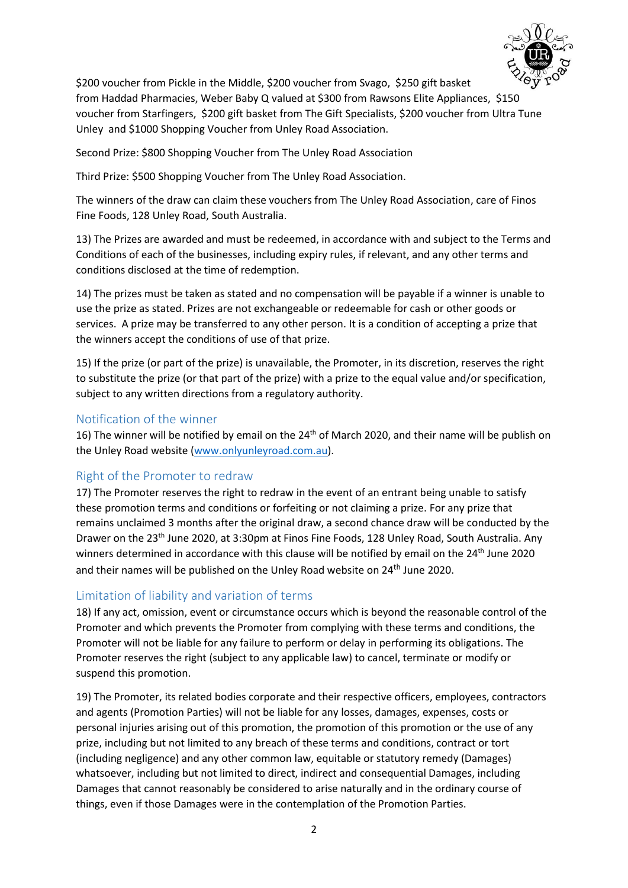$200 voucher from Pickle in the Middle, $200 voucher from Svago, $250 gift basket from Haddad Pharmacies, Weber Baby Q valued at $300 from Rawsons Elite Appliances, $150 voucher from Starfingers, $200 gift basket from The Gift Specialists, $200 voucher from Ultra Tune Unley and $1000 Shopping Voucher from Unley Road Association.

Second Prize: $800 Shopping Voucher from The Unley Road Association

Third Prize: $500 Shopping Voucher from The Unley Road Association.

The winners of the draw can claim these vouchers from The Unley Road Association, care of Finos Fine Foods, 128 Unley Road, South Australia.

13) The Prizes are awarded and must be redeemed, in accordance with and subject to the Terms and Conditions of each of the businesses, including expiry rules, if relevant, and any other terms and conditions disclosed at the time of redemption.

14) The prizes must be taken as stated and no compensation will be payable if a winner is unable to use the prize as stated. Prizes are not exchangeable or redeemable for cash or other goods or services. A prize may be transferred to any other person. It is a condition of accepting a prize that the winners accept the conditions of use of that prize.

15) If the prize (or part of the prize) is unavailable, the Promoter, in its discretion, reserves the right to substitute the prize (or that part of the prize) with a prize to the equal value and/or specification, subject to any written directions from a regulatory authority.

## Notification of the winner

16) The winner will be notified by email on the 24th of March 2020, and their name will be publish on the Unley Road website (www.onlyunleyroad.com.au).

## Right of the Promoter to redraw

17) The Promoter reserves the right to redraw in the event of an entrant being unable to satisfy these promotion terms and conditions or forfeiting or not claiming a prize. For any prize that remains unclaimed 3 months after the original draw, a second chance draw will be conducted by the Drawer on the 23rd June 2020, at 3:30pm at Finos Fine Foods, 128 Unley Road, South Australia. Any winners determined in accordance with this clause will be notified by email on the 24th June 2020 and their names will be published on the Unley Road website on 24th June 2020.

## Limitation of liability and variation of terms

18) If any act, omission, event or circumstance occurs which is beyond the reasonable control of the Promoter and which prevents the Promoter from complying with these terms and conditions, the Promoter will not be liable for any failure to perform or delay in performing its obligations. The Promoter reserves the right (subject to any applicable law) to cancel, terminate or modify or suspend this promotion.

19) The Promoter, its related bodies corporate and their respective officers, employees, contractors and agents (Promotion Parties) will not be liable for any losses, damages, expenses, costs or personal injuries arising out of this promotion, the promotion of this promotion or the use of any prize, including but not limited to any breach of these terms and conditions, contract or tort (including negligence) and any other common law, equitable or statutory remedy (Damages) whatsoever, including but not limited to direct, indirect and consequential Damages, including Damages that cannot reasonably be considered to arise naturally and in the ordinary course of things, even if those Damages were in the contemplation of the Promotion Parties.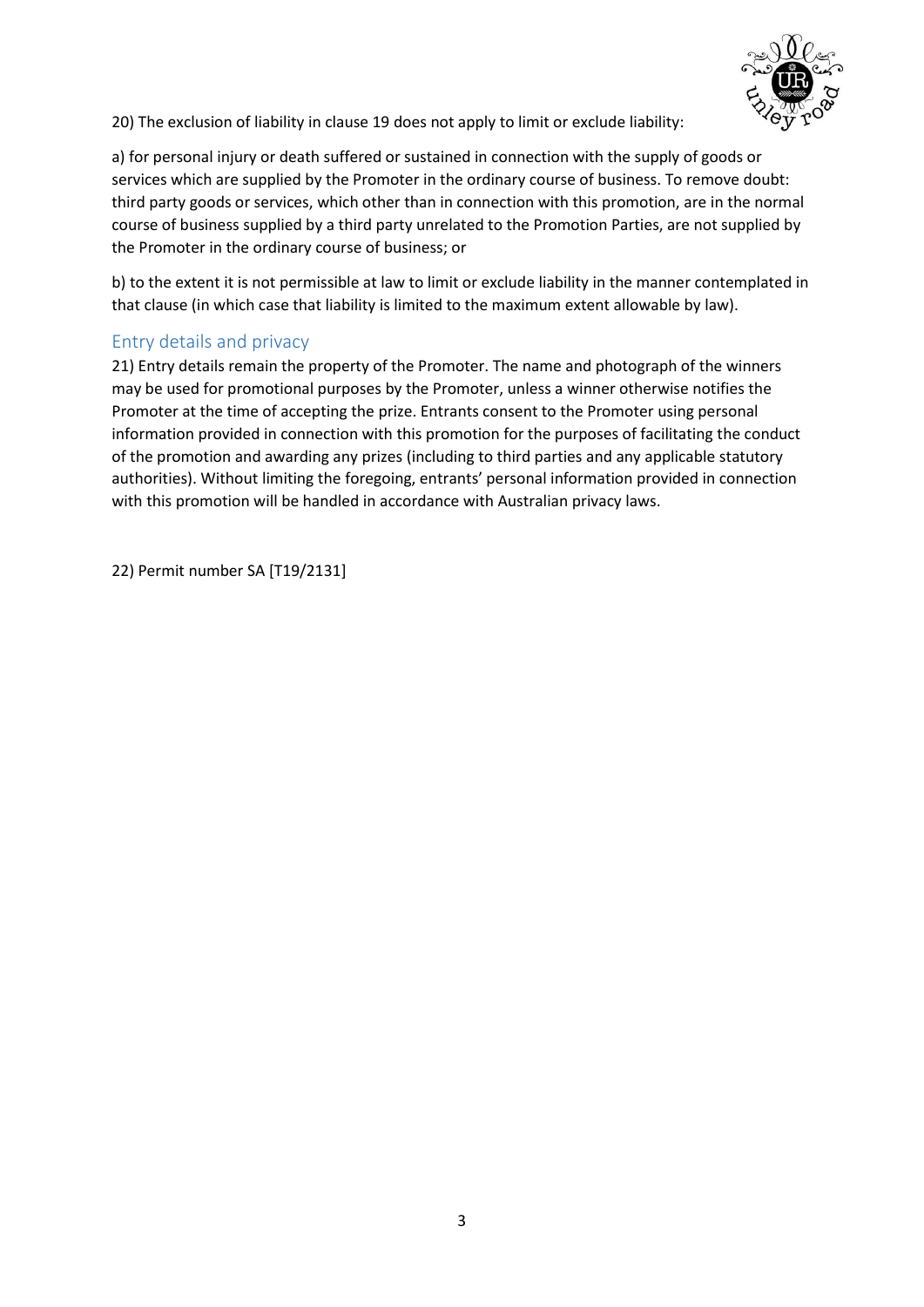20) The exclusion of liability in clause 19 does not apply to limit or exclude liability:

a) for personal injury or death suffered or sustained in connection with the supply of goods or services which are supplied by the Promoter in the ordinary course of business. To remove doubt: third party goods or services, which other than in connection with this promotion, are in the normal course of business supplied by a third party unrelated to the Promotion Parties, are not supplied by the Promoter in the ordinary course of business; or

b) to the extent it is not permissible at law to limit or exclude liability in the manner contemplated in that clause (in which case that liability is limited to the maximum extent allowable by law).

## Entry details and privacy

21) Entry details remain the property of the Promoter. The name and photograph of the winners may be used for promotional purposes by the Promoter, unless a winner otherwise notifies the Promoter at the time of accepting the prize. Entrants consent to the Promoter using personal information provided in connection with this promotion for the purposes of facilitating the conduct of the promotion and awarding any prizes (including to third parties and any applicable statutory authorities). Without limiting the foregoing, entrants' personal information provided in connection with this promotion will be handled in accordance with Australian privacy laws.

22) Permit number SA [T19/2131]